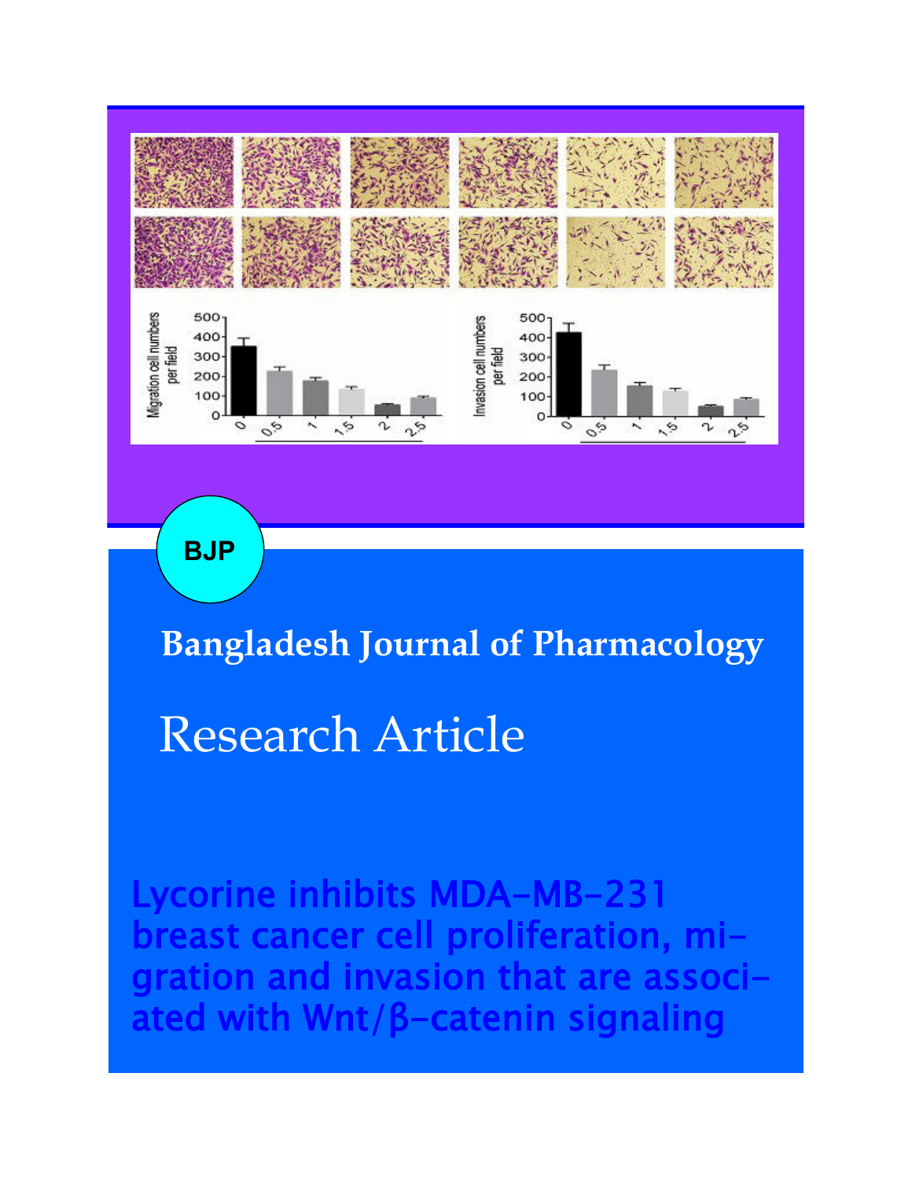BJP

Bangladesh Journal of Pharmacology

# Research Article

## Lycorine inhibits MDA-MB-231 breast cancer cell proliferation, migration and invasion that are associated with Wnt/β-catenin signaling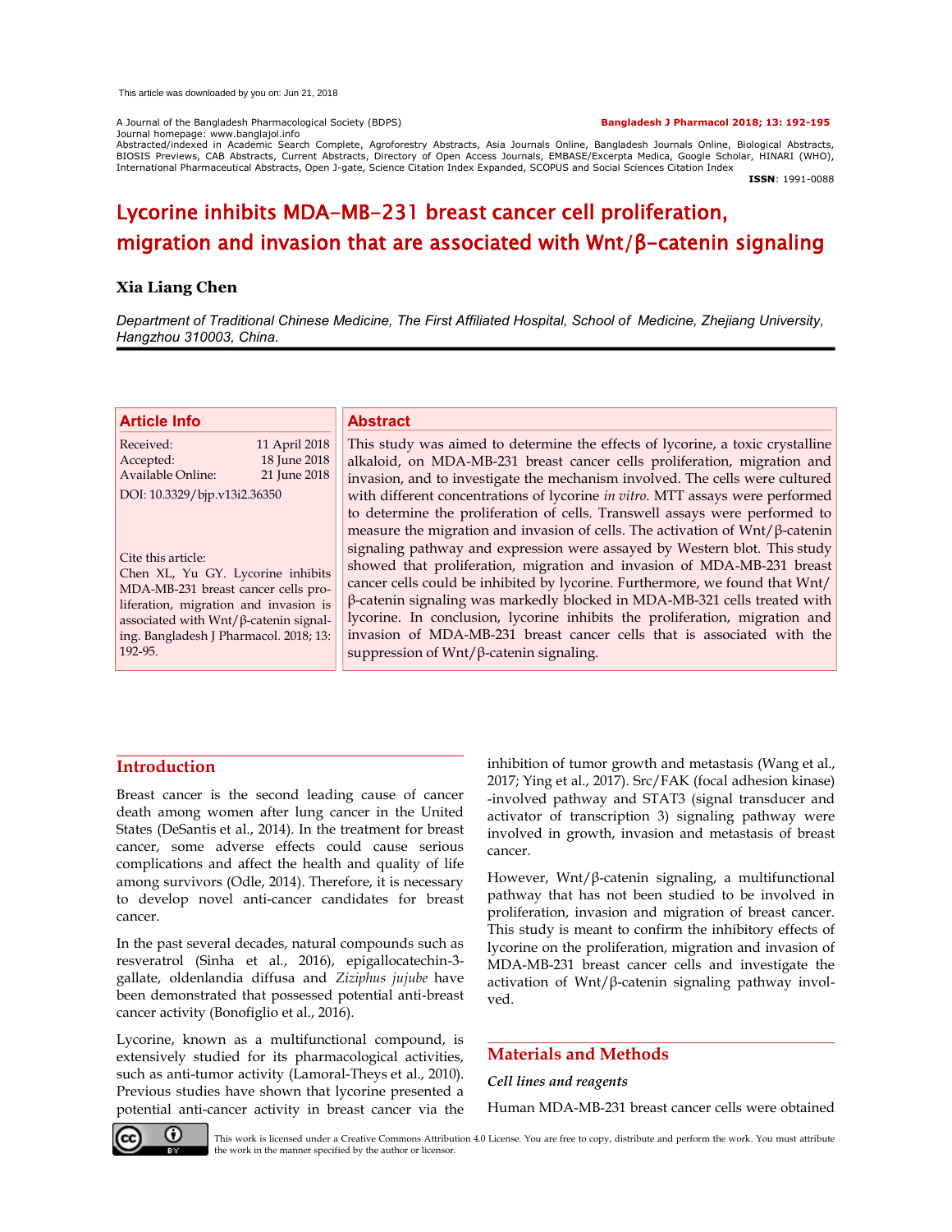This article was downloaded by you on: Jun 21, 2018

A Journal of the Bangladesh Pharmacological Society (BDPS)
Journal homepage: www.banglajol.info
Abstracted/indexed in Academic Search Complete, Agroforestry Abstracts, Asia Journals Online, Bangladesh Journals Online, Biological Abstracts, BIOSIS Previews, CAB Abstracts, Current Abstracts, Directory of Open Access Journals, EMBASE/Excerpta Medica, Google Scholar, HINARI (WHO), International Pharmaceutical Abstracts, Open J-gate, Science Citation Index Expanded, SCOPUS and Social Sciences Citation Index

**Bangladesh J Pharmacol 2018; 13: 192-195**

**ISSN**: 1991-0088

# Lycorine inhibits MDA-MB-231 breast cancer cell proliferation, migration and invasion that are associated with Wnt/β-catenin signaling

**Xia Liang Chen**

*Department of Traditional Chinese Medicine, The First Affiliated Hospital, School of Medicine, Zhejiang University, Hangzhou 310003, China.*

## Article Info

Received: 11 April 2018
Accepted: 18 June 2018
Available Online: 21 June 2018

DOI: 10.3329/bjp.v13i2.36350

Cite this article:
Chen XL, Yu GY. Lycorine inhibits MDA-MB-231 breast cancer cells proliferation, migration and invasion is associated with Wnt/β-catenin signaling. Bangladesh J Pharmacol. 2018; 13: 192-95.

## Abstract

This study was aimed to determine the effects of lycorine, a toxic crystalline alkaloid, on MDA-MB-231 breast cancer cells proliferation, migration and invasion, and to investigate the mechanism involved. The cells were cultured with different concentrations of lycorine *in vitro*. MTT assays were performed to determine the proliferation of cells. Transwell assays were performed to measure the migration and invasion of cells. The activation of Wnt/β-catenin signaling pathway and expression were assayed by Western blot. This study showed that proliferation, migration and invasion of MDA-MB-231 breast cancer cells could be inhibited by lycorine. Furthermore, we found that Wnt/β-catenin signaling was markedly blocked in MDA-MB-321 cells treated with lycorine. In conclusion, lycorine inhibits the proliferation, migration and invasion of MDA-MB-231 breast cancer cells that is associated with the suppression of Wnt/β-catenin signaling.

## Introduction

Breast cancer is the second leading cause of cancer death among women after lung cancer in the United States (DeSantis et al., 2014). In the treatment for breast cancer, some adverse effects could cause serious complications and affect the health and quality of life among survivors (Odle, 2014). Therefore, it is necessary to develop novel anti-cancer candidates for breast cancer.

In the past several decades, natural compounds such as resveratrol (Sinha et al., 2016), epigallocatechin-3-gallate, oldenlandia diffusa and *Ziziphus jujube* have been demonstrated that possessed potential anti-breast cancer activity (Bonofiglio et al., 2016).

Lycorine, known as a multifunctional compound, is extensively studied for its pharmacological activities, such as anti-tumor activity (Lamoral-Theys et al., 2010). Previous studies have shown that lycorine presented a potential anti-cancer activity in breast cancer via the inhibition of tumor growth and metastasis (Wang et al., 2017; Ying et al., 2017). Src/FAK (focal adhesion kinase) -involved pathway and STAT3 (signal transducer and activator of transcription 3) signaling pathway were involved in growth, invasion and metastasis of breast cancer.

However, Wnt/β-catenin signaling, a multifunctional pathway that has not been studied to be involved in proliferation, invasion and migration of breast cancer. This study is meant to confirm the inhibitory effects of lycorine on the proliferation, migration and invasion of MDA-MB-231 breast cancer cells and investigate the activation of Wnt/β-catenin signaling pathway involved.

## Materials and Methods

### *Cell lines and reagents*

Human MDA-MB-231 breast cancer cells were obtained

This work is licensed under a Creative Commons Attribution 4.0 License. You are free to copy, distribute and perform the work. You must attribute the work in the manner specified by the author or licensor.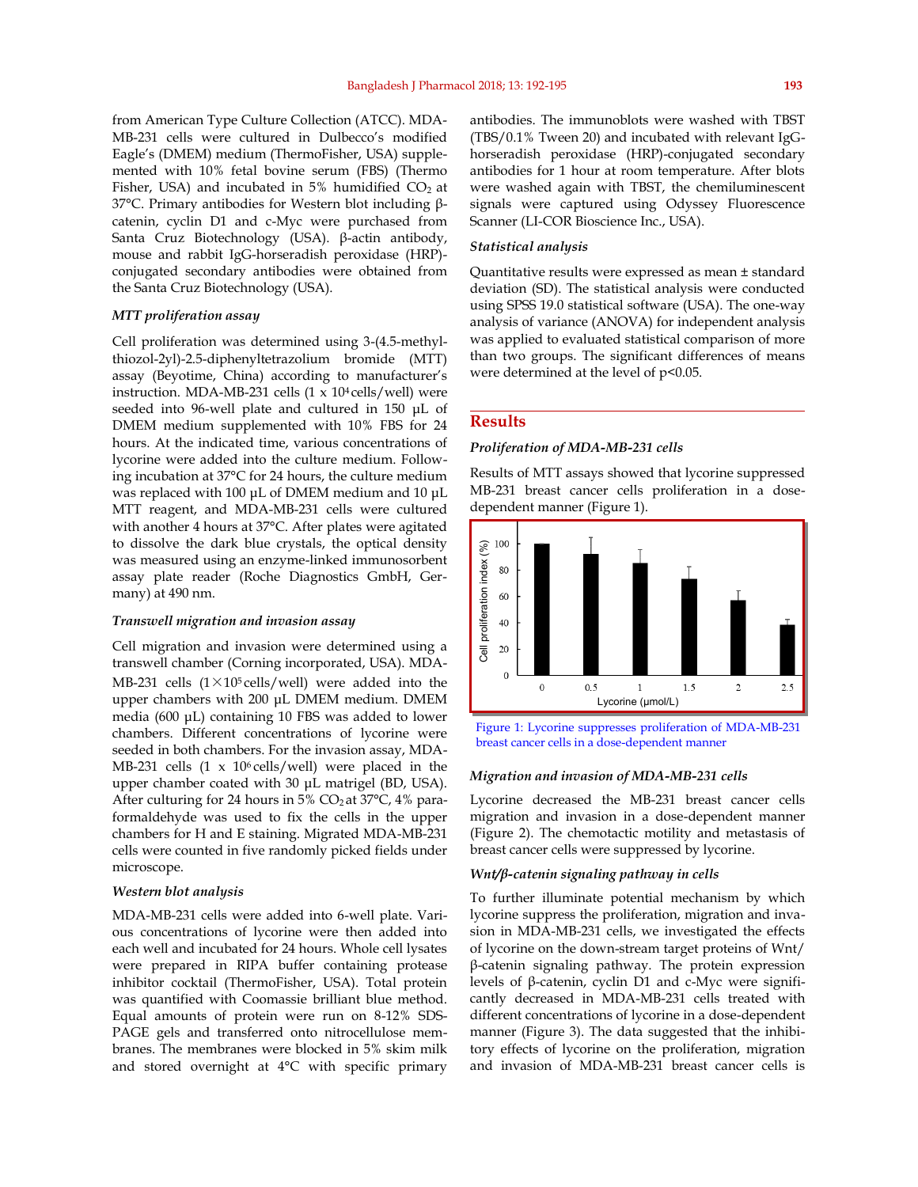from American Type Culture Collection (ATCC). MDA-MB-231 cells were cultured in Dulbecco's modified Eagle's (DMEM) medium (ThermoFisher, USA) supplemented with 10% fetal bovine serum (FBS) (Thermo Fisher, USA) and incubated in 5% humidified $CO_2$ at 37°C. Primary antibodies for Western blot including β-catenin, cyclin D1 and c-Myc were purchased from Santa Cruz Biotechnology (USA). β-actin antibody, mouse and rabbit IgG-horseradish peroxidase (HRP)-conjugated secondary antibodies were obtained from the Santa Cruz Biotechnology (USA).

### *MTT proliferation assay*

Cell proliferation was determined using 3-(4.5-methyl-thiozol-2yl)-2.5-diphenyltetrazolium bromide (MTT) assay (Beyotime, China) according to manufacturer's instruction. MDA-MB-231 cells (1 x $10^4$ cells/well) were seeded into 96-well plate and cultured in 150 µL of DMEM medium supplemented with 10% FBS for 24 hours. At the indicated time, various concentrations of lycorine were added into the culture medium. Following incubation at 37°C for 24 hours, the culture medium was replaced with 100 µL of DMEM medium and 10 µL MTT reagent, and MDA-MB-231 cells were cultured with another 4 hours at 37°C. After plates were agitated to dissolve the dark blue crystals, the optical density was measured using an enzyme-linked immunosorbent assay plate reader (Roche Diagnostics GmbH, Germany) at 490 nm.

### *Transwell migration and invasion assay*

Cell migration and invasion were determined using a transwell chamber (Corning incorporated, USA). MDA-MB-231 cells ($1 \times 10^5$ cells/well) were added into the upper chambers with 200 µL DMEM medium. DMEM media (600 µL) containing 10 FBS was added to lower chambers. Different concentrations of lycorine were seeded in both chambers. For the invasion assay, MDA-MB-231 cells (1 x $10^6$ cells/well) were placed in the upper chamber coated with 30 µL matrigel (BD, USA). After culturing for 24 hours in 5% $CO_2$ at 37°C, 4% paraformaldehyde was used to fix the cells in the upper chambers for H and E staining. Migrated MDA-MB-231 cells were counted in five randomly picked fields under microscope.

### *Western blot analysis*

MDA-MB-231 cells were added into 6-well plate. Various concentrations of lycorine were then added into each well and incubated for 24 hours. Whole cell lysates were prepared in RIPA buffer containing protease inhibitor cocktail (ThermoFisher, USA). Total protein was quantified with Coomassie brilliant blue method. Equal amounts of protein were run on 8-12% SDS-PAGE gels and transferred onto nitrocellulose membranes. The membranes were blocked in 5% skim milk and stored overnight at 4°C with specific primary antibodies. The immunoblots were washed with TBST (TBS/0.1% Tween 20) and incubated with relevant IgG-horseradish peroxidase (HRP)-conjugated secondary antibodies for 1 hour at room temperature. After blots were washed again with TBST, the chemiluminescent signals were captured using Odyssey Fluorescence Scanner (LI-COR Bioscience Inc., USA).

### *Statistical analysis*

Quantitative results were expressed as mean ± standard deviation (SD). The statistical analysis were conducted using SPSS 19.0 statistical software (USA). The one-way analysis of variance (ANOVA) for independent analysis was applied to evaluated statistical comparison of more than two groups. The significant differences of means were determined at the level of $p<0.05$.

## Results

### *Proliferation of MDA-MB-231 cells*

Results of MTT assays showed that lycorine suppressed MB-231 breast cancer cells proliferation in a dose-dependent manner (Figure 1).

Figure 1: Lycorine suppresses proliferation of MDA-MB-231 breast cancer cells in a dose-dependent manner

### *Migration and invasion of MDA-MB-231 cells*

Lycorine decreased the MB-231 breast cancer cells migration and invasion in a dose-dependent manner (Figure 2). The chemotactic motility and metastasis of breast cancer cells were suppressed by lycorine.

### *Wnt/β-catenin signaling pathway in cells*

To further illuminate potential mechanism by which lycorine suppress the proliferation, migration and invasion in MDA-MB-231 cells, we investigated the effects of lycorine on the down-stream target proteins of Wnt/β-catenin signaling pathway. The protein expression levels of β-catenin, cyclin D1 and c-Myc were significantly decreased in MDA-MB-231 cells treated with different concentrations of lycorine in a dose-dependent manner (Figure 3). The data suggested that the inhibitory effects of lycorine on the proliferation, migration and invasion of MDA-MB-231 breast cancer cells is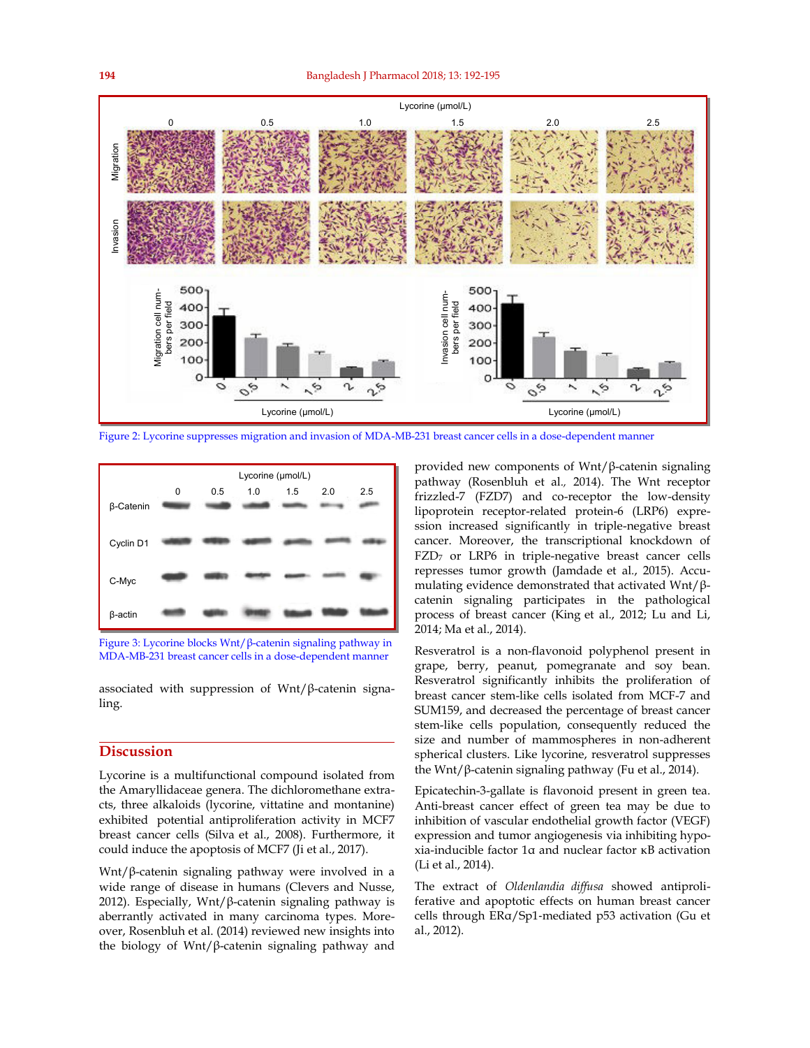Figure 2: Lycorine suppresses migration and invasion of MDA-MB-231 breast cancer cells in a dose-dependent manner

Figure 3: Lycorine blocks Wnt/β-catenin signaling pathway in MDA-MB-231 breast cancer cells in a dose-dependent manner

associated with suppression of Wnt/β-catenin signaling.

## Discussion

Lycorine is a multifunctional compound isolated from the Amaryllidaceae genera. The dichloromethane extracts, three alkaloids (lycorine, vittatine and montanine) exhibited potential antiproliferation activity in MCF7 breast cancer cells (Silva et al., 2008). Furthermore, it could induce the apoptosis of MCF7 (Ji et al., 2017).

Wnt/β-catenin signaling pathway were involved in a wide range of disease in humans (Clevers and Nusse, 2012). Especially, Wnt/β-catenin signaling pathway is aberrantly activated in many carcinoma types. Moreover, Rosenbluh et al. (2014) reviewed new insights into the biology of Wnt/β-catenin signaling pathway and provided new components of Wnt/β-catenin signaling pathway (Rosenbluh et al., 2014). The Wnt receptor frizzled-7 (FZD7) and co-receptor the low-density lipoprotein receptor-related protein-6 (LRP6) expression increased significantly in triple-negative breast cancer. Moreover, the transcriptional knockdown of $FZD_7$ or LRP6 in triple-negative breast cancer cells represses tumor growth (Jamdade et al., 2015). Accumulating evidence demonstrated that activated Wnt/β-catenin signaling participates in the pathological process of breast cancer (King et al., 2012; Lu and Li, 2014; Ma et al., 2014).

Resveratrol is a non-flavonoid polyphenol present in grape, berry, peanut, pomegranate and soy bean. Resveratrol significantly inhibits the proliferation of breast cancer stem-like cells isolated from MCF-7 and SUM159, and decreased the percentage of breast cancer stem-like cells population, consequently reduced the size and number of mammospheres in non-adherent spherical clusters. Like lycorine, resveratrol suppresses the Wnt/β-catenin signaling pathway (Fu et al., 2014).

Epicatechin-3-gallate is flavonoid present in green tea. Anti-breast cancer effect of green tea may be due to inhibition of vascular endothelial growth factor (VEGF) expression and tumor angiogenesis via inhibiting hypoxia-inducible factor 1α and nuclear factor κB activation (Li et al., 2014).

The extract of *Oldenlandia diffusa* showed antiproliferative and apoptotic effects on human breast cancer cells through ERα/Sp1-mediated p53 activation (Gu et al., 2012).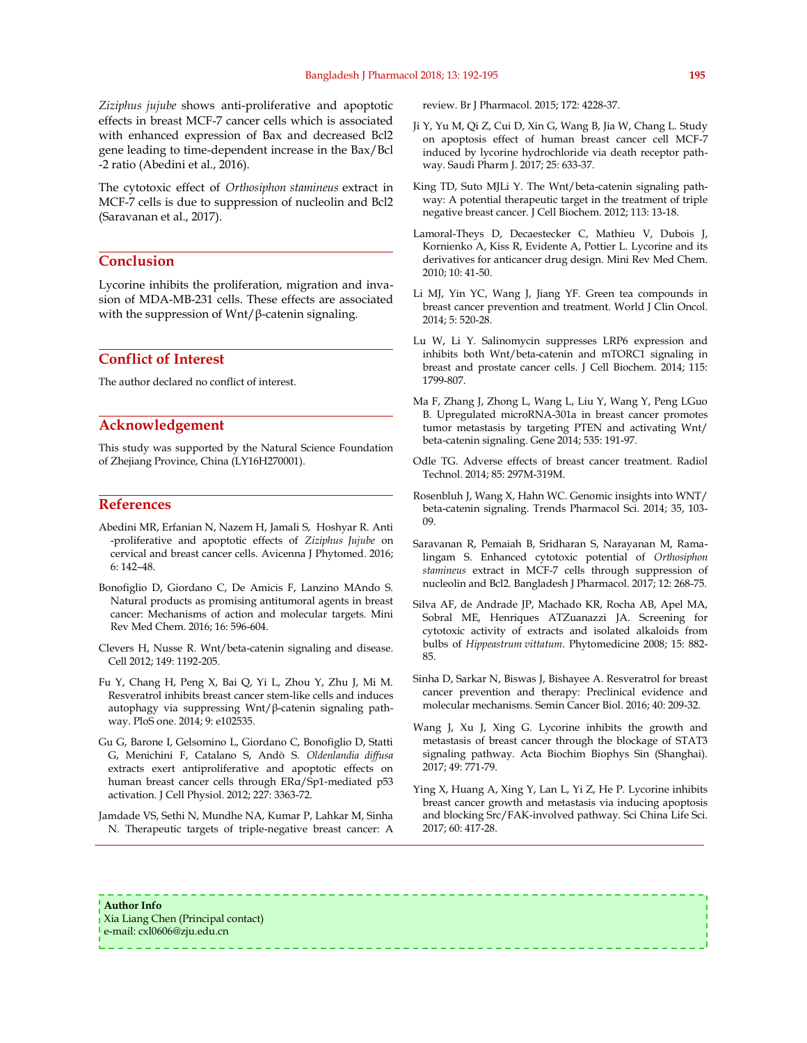*Ziziphus jujube* shows anti-proliferative and apoptotic effects in breast MCF-7 cancer cells which is associated with enhanced expression of Bax and decreased Bcl2 gene leading to time-dependent increase in the Bax/Bcl-2 ratio (Abedini et al., 2016).

The cytotoxic effect of *Orthosiphon stamineus* extract in MCF-7 cells is due to suppression of nucleolin and Bcl2 (Saravanan et al., 2017).

## Conclusion

Lycorine inhibits the proliferation, migration and invasion of MDA-MB-231 cells. These effects are associated with the suppression of Wnt/β-catenin signaling.

## Conflict of Interest

The author declared no conflict of interest.

## Acknowledgement

This study was supported by the Natural Science Foundation of Zhejiang Province, China (LY16H270001).

## References

Abedini MR, Erfanian N, Nazem H, Jamali S, Hoshyar R. Anti-proliferative and apoptotic effects of *Ziziphus Jujube* on cervical and breast cancer cells. Avicenna J Phytomed. 2016; 6: 142–48.

Bonofiglio D, Giordano C, De Amicis F, Lanzino MAndo S. Natural products as promising antitumoral agents in breast cancer: Mechanisms of action and molecular targets. Mini Rev Med Chem. 2016; 16: 596-604.

Clevers H, Nusse R. Wnt/beta-catenin signaling and disease. Cell 2012; 149: 1192-205.

Fu Y, Chang H, Peng X, Bai Q, Yi L, Zhou Y, Zhu J, Mi M. Resveratrol inhibits breast cancer stem-like cells and induces autophagy via suppressing Wnt/β-catenin signaling pathway. PloS one. 2014; 9: e102535.

Gu G, Barone I, Gelsomino L, Giordano C, Bonofiglio D, Statti G, Menichini F, Catalano S, Andò S. *Oldenlandia diffusa* extracts exert antiproliferative and apoptotic effects on human breast cancer cells through ERα/Sp1-mediated p53 activation. J Cell Physiol. 2012; 227: 3363-72.

Jamdade VS, Sethi N, Mundhe NA, Kumar P, Lahkar M, Sinha N. Therapeutic targets of triple-negative breast cancer: A review. Br J Pharmacol. 2015; 172: 4228-37.

Ji Y, Yu M, Qi Z, Cui D, Xin G, Wang B, Jia W, Chang L. Study on apoptosis effect of human breast cancer cell MCF-7 induced by lycorine hydrochloride via death receptor pathway. Saudi Pharm J. 2017; 25: 633-37.

King TD, Suto MJLi Y. The Wnt/beta-catenin signaling pathway: A potential therapeutic target in the treatment of triple negative breast cancer. J Cell Biochem. 2012; 113: 13-18.

Lamoral-Theys D, Decaestecker C, Mathieu V, Dubois J, Kornienko A, Kiss R, Evidente A, Pottier L. Lycorine and its derivatives for anticancer drug design. Mini Rev Med Chem. 2010; 10: 41-50.

Li MJ, Yin YC, Wang J, Jiang YF. Green tea compounds in breast cancer prevention and treatment. World J Clin Oncol. 2014; 5: 520-28.

Lu W, Li Y. Salinomycin suppresses LRP6 expression and inhibits both Wnt/beta-catenin and mTORC1 signaling in breast and prostate cancer cells. J Cell Biochem. 2014; 115: 1799-807.

Ma F, Zhang J, Zhong L, Wang L, Liu Y, Wang Y, Peng LGuo B. Upregulated microRNA-301a in breast cancer promotes tumor metastasis by targeting PTEN and activating Wnt/beta-catenin signaling. Gene 2014; 535: 191-97.

Odle TG. Adverse effects of breast cancer treatment. Radiol Technol. 2014; 85: 297M-319M.

Rosenbluh J, Wang X, Hahn WC. Genomic insights into WNT/beta-catenin signaling. Trends Pharmacol Sci. 2014; 35, 103-09.

Saravanan R, Pemaiah B, Sridharan S, Narayanan M, Ramalingam S. Enhanced cytotoxic potential of *Orthosiphon stamineus* extract in MCF-7 cells through suppression of nucleolin and Bcl2. Bangladesh J Pharmacol. 2017; 12: 268-75.

Silva AF, de Andrade JP, Machado KR, Rocha AB, Apel MA, Sobral ME, Henriques ATZuanazzi JA. Screening for cytotoxic activity of extracts and isolated alkaloids from bulbs of *Hippeastrum vittatum*. Phytomedicine 2008; 15: 882-85.

Sinha D, Sarkar N, Biswas J, Bishayee A. Resveratrol for breast cancer prevention and therapy: Preclinical evidence and molecular mechanisms. Semin Cancer Biol. 2016; 40: 209-32.

Wang J, Xu J, Xing G. Lycorine inhibits the growth and metastasis of breast cancer through the blockage of STAT3 signaling pathway. Acta Biochim Biophys Sin (Shanghai). 2017; 49: 771-79.

Ying X, Huang A, Xing Y, Lan L, Yi Z, He P. Lycorine inhibits breast cancer growth and metastasis via inducing apoptosis and blocking Src/FAK-involved pathway. Sci China Life Sci. 2017; 60: 417-28.

**Author Info**
Xia Liang Chen (Principal contact)
e-mail: cxl0606@zju.edu.cn